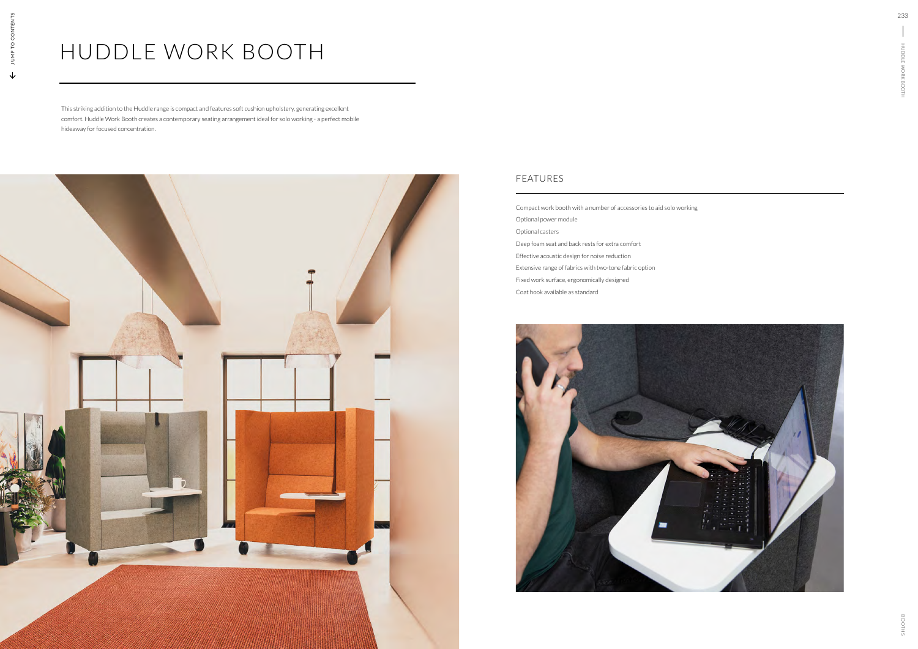# HUDDLE WORK BOOTH

This striking addition to the Huddle range is compact and features soft cushion upholstery, generating excellent comfort. Huddle Work Booth creates a contemporary seating arrangement ideal for solo working - a perfect mobile hideaway for focused concentration.

## FEATURES

Compact work booth with a number of accessories to aid solo working

Optional power module

Optional casters

Deep foam seat and back rests for extra comfort

Effective acoustic design for noise reduction

Extensive range of fabrics with two-tone fabric option

Fixed work surface, ergonomically designed

Coat hook available as standard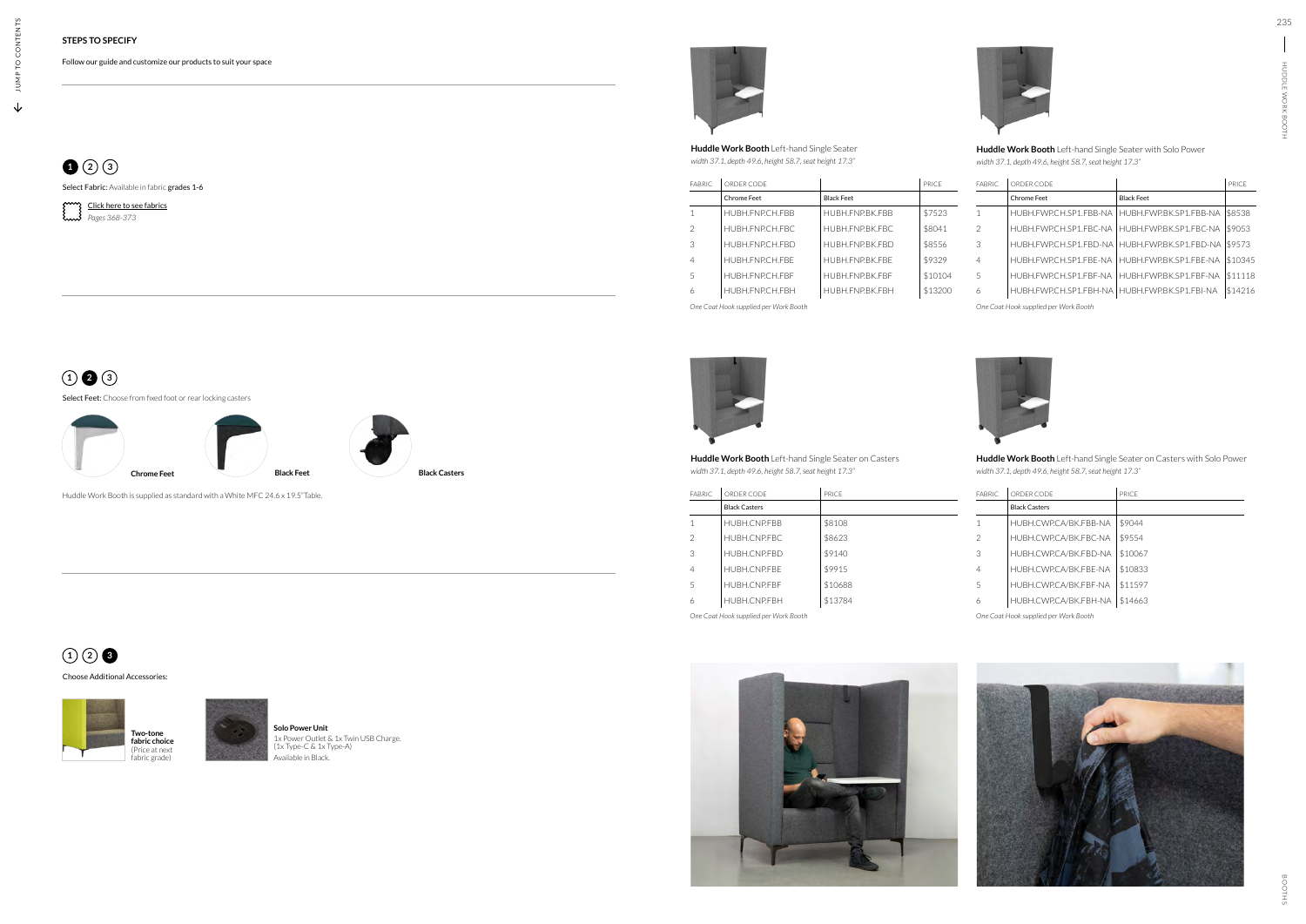## STEPS TO SPECIFY

Follow our guide and customize our products to suit your space

**1** 2 3

Select Fabric: Available in fabric **grades 1-6**

Click here to see fabrics
*Pages 368-373*

1 **2** 3

Select Feet: Choose from fixed foot or rear locking casters

**Chrome Feet** **Black Feet** **Black Casters**

Huddle Work Booth is supplied as standard with a White MFC 24.6 x 19.5"Table.

1 2 **3**

Choose Additional Accessories:

**Two-tone fabric choice**
(Price at next fabric grade)

**Solo Power Unit**
1x Power Outlet & 1x Twin USB Charge. (1x Type-C & 1x Type-A)
Available in Black.

**Huddle Work Booth** Left-hand Single Seater
*width 37.1, depth 49.6, height 58.7, seat height 17.3"*

| FABRIC | ORDER CODE | | PRICE |
|---|---|---|---|
| | Chrome Feet | Black Feet | |
| 1 | HUBH.FNP.CH.FBB | HUBH.FNP.BK.FBB | $7523 |
| 2 | HUBH.FNP.CH.FBC | HUBH.FNP.BK.FBC | $8041 |
| 3 | HUBH.FNP.CH.FBD | HUBH.FNP.BK.FBD | $8556 |
| 4 | HUBH.FNP.CH.FBE | HUBH.FNP.BK.FBE | $9329 |
| 5 | HUBH.FNP.CH.FBF | HUBH.FNP.BK.FBF | $10104 |
| 6 | HUBH.FNP.CH.FBH | HUBH.FNP.BK.FBH | $13200 |

*One Coat Hook supplied per Work Booth*

**Huddle Work Booth** Left-hand Single Seater with Solo Power
*width 37.1, depth 49.6, height 58.7, seat height 17.3"*

| FABRIC | ORDER CODE | | PRICE |
|---|---|---|---|
| | Chrome Feet | Black Feet | |
| 1 | HUBH.FWP.CH.SP1.FBB-NA | HUBH.FWP.BK.SP1.FBB-NA | $8538 |
| 2 | HUBH.FWP.CH.SP1.FBC-NA | HUBH.FWP.BK.SP1.FBC-NA | $9053 |
| 3 | HUBH.FWP.CH.SP1.FBD-NA | HUBH.FWP.BK.SP1.FBD-NA | $9573 |
| 4 | HUBH.FWP.CH.SP1.FBE-NA | HUBH.FWP.BK.SP1.FBE-NA | $10345 |
| 5 | HUBH.FWP.CH.SP1.FBF-NA | HUBH.FWP.BK.SP1.FBF-NA | $11118 |
| 6 | HUBH.FWP.CH.SP1.FBH-NA | HUBH.FWP.BK.SP1.FBI-NA | $14216 |

*One Coat Hook supplied per Work Booth*

**Huddle Work Booth** Left-hand Single Seater on Casters
*width 37.1, depth 49.6, height 58.7, seat height 17.3"*

| FABRIC | ORDER CODE | PRICE |
|---|---|---|
| | Black Casters | |
| 1 | HUBH.CNP.FBB | $8108 |
| 2 | HUBH.CNP.FBC | $8623 |
| 3 | HUBH.CNP.FBD | $9140 |
| 4 | HUBH.CNP.FBE | $9915 |
| 5 | HUBH.CNP.FBF | $10688 |
| 6 | HUBH.CNP.FBH | $13784 |

*One Coat Hook supplied per Work Booth*

**Huddle Work Booth** Left-hand Single Seater on Casters with Solo Power
*width 37.1, depth 49.6, height 58.7, seat height 17.3"*

| FABRIC | ORDER CODE | PRICE |
|---|---|---|
| | Black Casters | |
| 1 | HUBH.CWP.CA/BK.FBB-NA | $9044 |
| 2 | HUBH.CWP.CA/BK.FBC-NA | $9554 |
| 3 | HUBH.CWP.CA/BK.FBD-NA | $10067 |
| 4 | HUBH.CWP.CA/BK.FBE-NA | $10833 |
| 5 | HUBH.CWP.CA/BK.FBF-NA | $11597 |
| 6 | HUBH.CWP.CA/BK.FBH-NA | $14663 |

*One Coat Hook supplied per Work Booth*